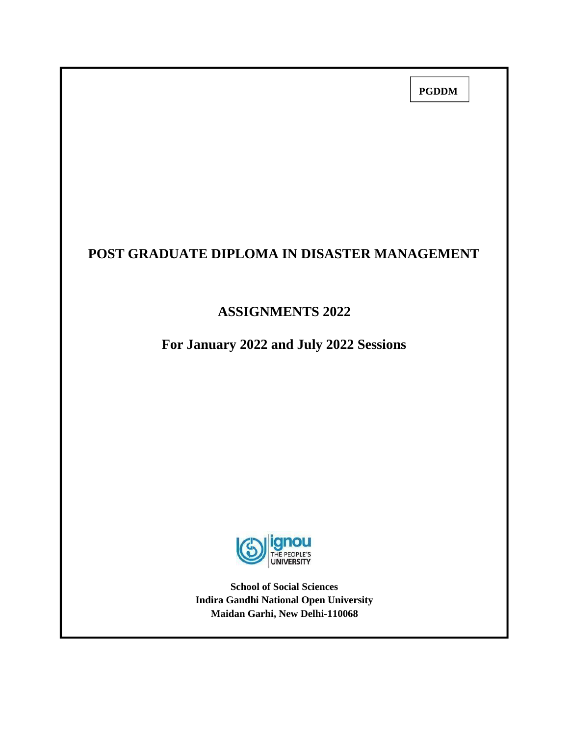**PGDDM**

# POST GRADUATE DIPLOMA IN DISASTER MANAGEMENT

## ASSIGNMENTS 2022

## For January 2022 and July 2022 Sessions

ignou
THE PEOPLE'S UNIVERSITY

**School of Social Sciences**
**Indira Gandhi National Open University**
**Maidan Garhi, New Delhi-110068**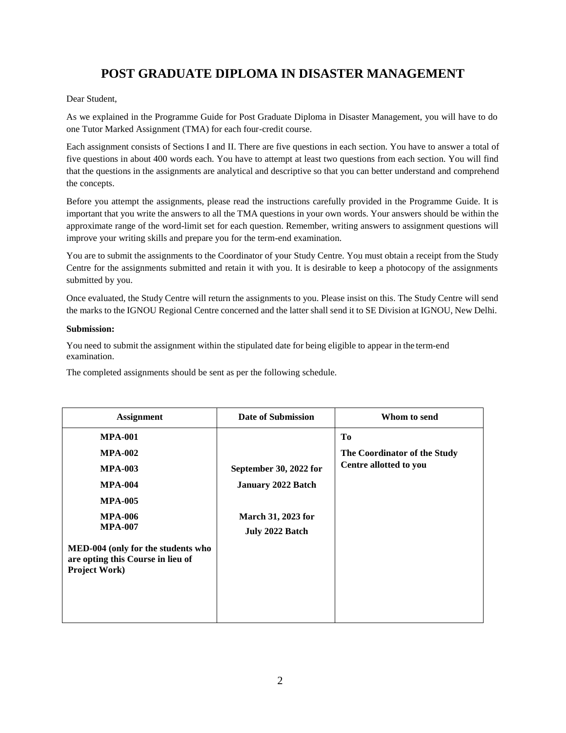# POST GRADUATE DIPLOMA IN DISASTER MANAGEMENT

Dear Student,

As we explained in the Programme Guide for Post Graduate Diploma in Disaster Management, you will have to do one Tutor Marked Assignment (TMA) for each four-credit course.

Each assignment consists of Sections I and II. There are five questions in each section. You have to answer a total of five questions in about 400 words each. You have to attempt at least two questions from each section. You will find that the questions in the assignments are analytical and descriptive so that you can better understand and comprehend the concepts.

Before you attempt the assignments, please read the instructions carefully provided in the Programme Guide. It is important that you write the answers to all the TMA questions in your own words. Your answers should be within the approximate range of the word-limit set for each question. Remember, writing answers to assignment questions will improve your writing skills and prepare you for the term-end examination.

You are to submit the assignments to the Coordinator of your Study Centre. You must obtain a receipt from the Study Centre for the assignments submitted and retain it with you. It is desirable to keep a photocopy of the assignments submitted by you.

Once evaluated, the Study Centre will return the assignments to you. Please insist on this. The Study Centre will send the marks to the IGNOU Regional Centre concerned and the latter shall send it to SE Division at IGNOU, New Delhi.

**Submission:**

You need to submit the assignment within the stipulated date for being eligible to appear in the term-end examination.

The completed assignments should be sent as per the following schedule.

| Assignment | Date of Submission | Whom to send |
|---|---|---|
| **MPA-001**<br>**MPA-002**<br>**MPA-003**<br>**MPA-004**<br>**MPA-005**<br>**MPA-006**<br>**MPA-007**<br>**MED-004 (only for the students who are opting this Course in lieu of Project Work)** | **September 30, 2022 for January 2022 Batch**<br><br>**March 31, 2023 for July 2022 Batch** | **To**<br>**The Coordinator of the Study Centre allotted to you** |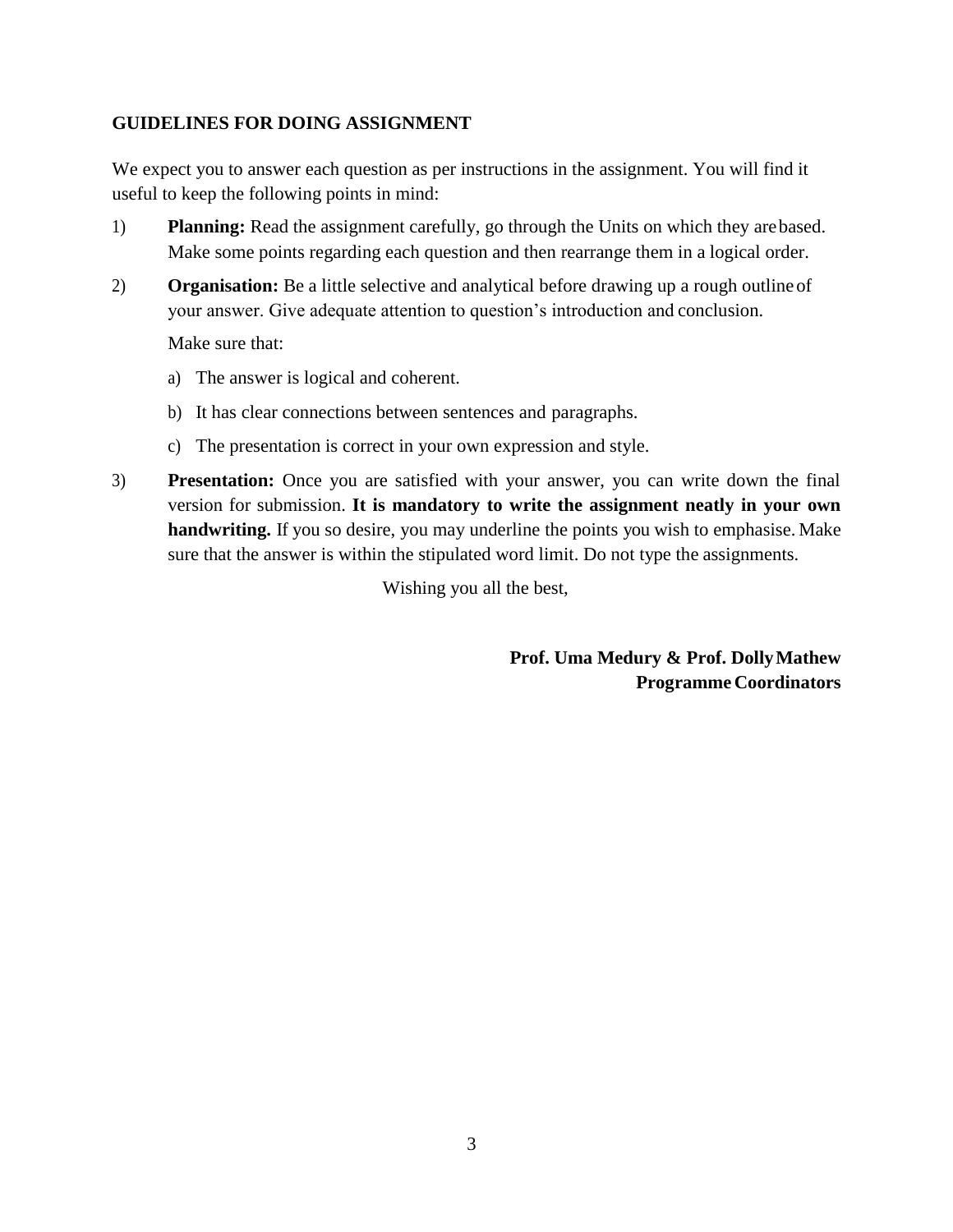## GUIDELINES FOR DOING ASSIGNMENT

We expect you to answer each question as per instructions in the assignment. You will find it useful to keep the following points in mind:

1) **Planning:** Read the assignment carefully, go through the Units on which they are based. Make some points regarding each question and then rearrange them in a logical order.

2) **Organisation:** Be a little selective and analytical before drawing up a rough outline of your answer. Give adequate attention to question's introduction and conclusion.

   Make sure that:

   a) The answer is logical and coherent.

   b) It has clear connections between sentences and paragraphs.

   c) The presentation is correct in your own expression and style.

3) **Presentation:** Once you are satisfied with your answer, you can write down the final version for submission. **It is mandatory to write the assignment neatly in your own handwriting.** If you so desire, you may underline the points you wish to emphasise. Make sure that the answer is within the stipulated word limit. Do not type the assignments.

Wishing you all the best,

**Prof. Uma Medury & Prof. Dolly Mathew**
**Programme Coordinators**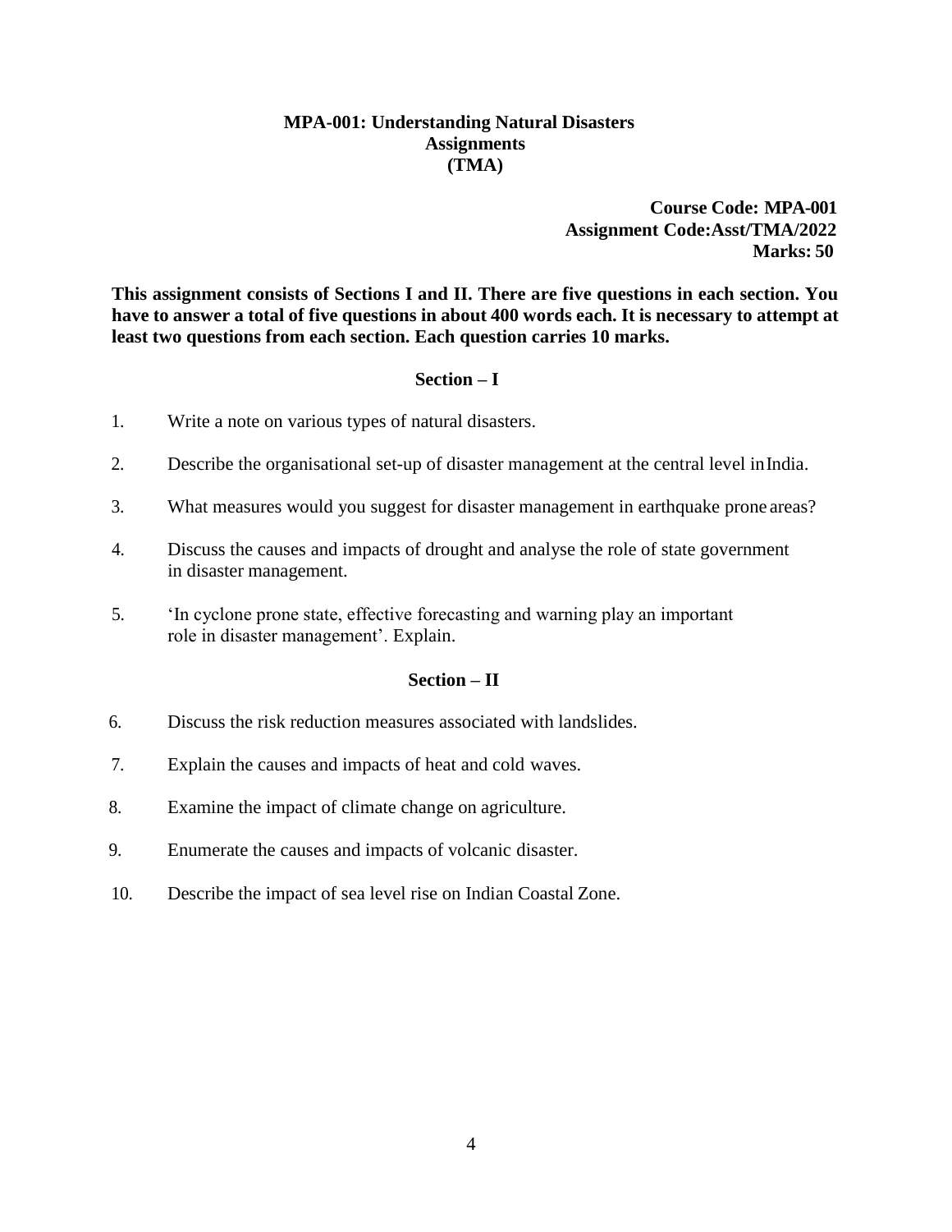**MPA-001: Understanding Natural Disasters**
**Assignments**
**(TMA)**

**Course Code: MPA-001**
**Assignment Code:Asst/TMA/2022**
**Marks: 50**

**This assignment consists of Sections I and II. There are five questions in each section. You have to answer a total of five questions in about 400 words each. It is necessary to attempt at least two questions from each section. Each question carries 10 marks.**

## Section – I

1. Write a note on various types of natural disasters.
2. Describe the organisational set-up of disaster management at the central level in India.
3. What measures would you suggest for disaster management in earthquake prone areas?
4. Discuss the causes and impacts of drought and analyse the role of state government in disaster management.
5. 'In cyclone prone state, effective forecasting and warning play an important role in disaster management'. Explain.

## Section – II

6. Discuss the risk reduction measures associated with landslides.
7. Explain the causes and impacts of heat and cold waves.
8. Examine the impact of climate change on agriculture.
9. Enumerate the causes and impacts of volcanic disaster.
10. Describe the impact of sea level rise on Indian Coastal Zone.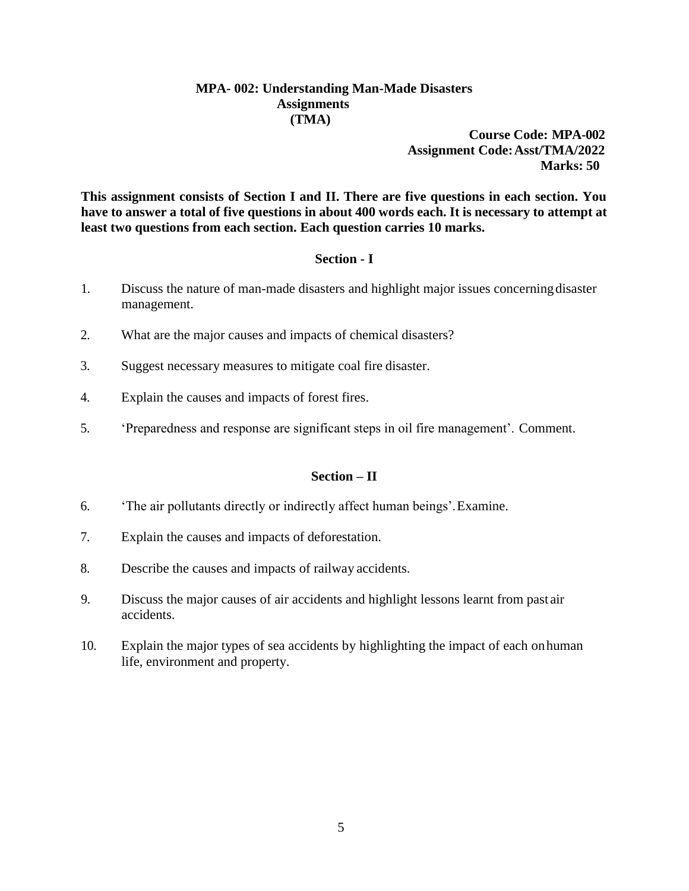# MPA- 002: Understanding Man-Made Disasters
## Assignments
## (TMA)

**Course Code: MPA-002**
**Assignment Code: Asst/TMA/2022**
**Marks: 50**

**This assignment consists of Section I and II. There are five questions in each section. You have to answer a total of five questions in about 400 words each. It is necessary to attempt at least two questions from each section. Each question carries 10 marks.**

### Section - I

1. Discuss the nature of man-made disasters and highlight major issues concerning disaster management.
2. What are the major causes and impacts of chemical disasters?
3. Suggest necessary measures to mitigate coal fire disaster.
4. Explain the causes and impacts of forest fires.
5. 'Preparedness and response are significant steps in oil fire management'. Comment.

### Section – II

6. 'The air pollutants directly or indirectly affect human beings'. Examine.
7. Explain the causes and impacts of deforestation.
8. Describe the causes and impacts of railway accidents.
9. Discuss the major causes of air accidents and highlight lessons learnt from past air accidents.
10. Explain the major types of sea accidents by highlighting the impact of each on human life, environment and property.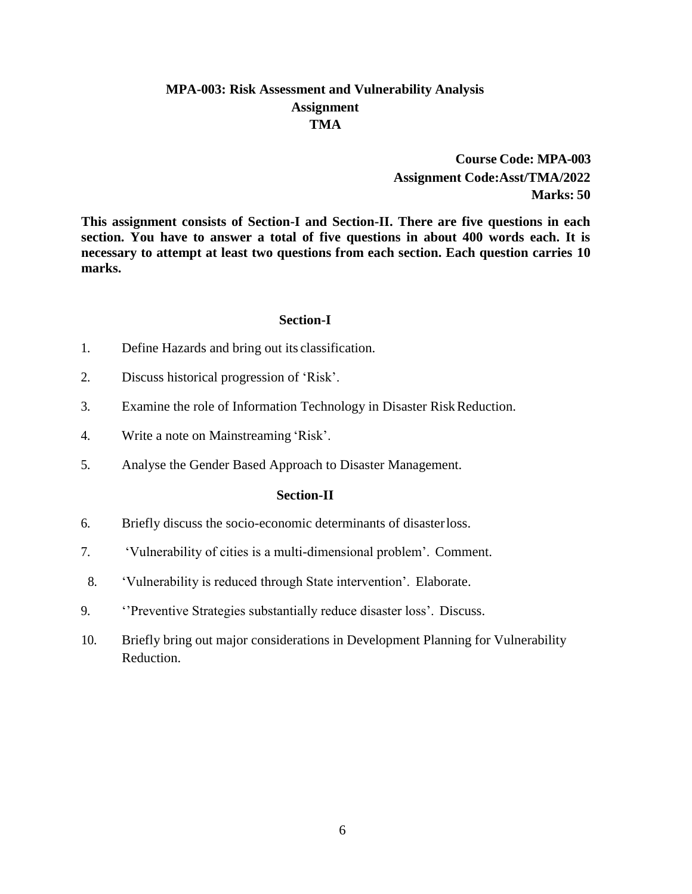# MPA-003: Risk Assessment and Vulnerability Analysis
## Assignment
## TMA

**Course Code: MPA-003**
**Assignment Code:Asst/TMA/2022**
**Marks: 50**

**This assignment consists of Section-I and Section-II. There are five questions in each section. You have to answer a total of five questions in about 400 words each. It is necessary to attempt at least two questions from each section. Each question carries 10 marks.**

### Section-I

1. Define Hazards and bring out its classification.
2. Discuss historical progression of 'Risk'.
3. Examine the role of Information Technology in Disaster Risk Reduction.
4. Write a note on Mainstreaming 'Risk'.
5. Analyse the Gender Based Approach to Disaster Management.

### Section-II

6. Briefly discuss the socio-economic determinants of disaster loss.
7. 'Vulnerability of cities is a multi-dimensional problem'. Comment.
8. 'Vulnerability is reduced through State intervention'. Elaborate.
9. ''Preventive Strategies substantially reduce disaster loss'. Discuss.
10. Briefly bring out major considerations in Development Planning for Vulnerability Reduction.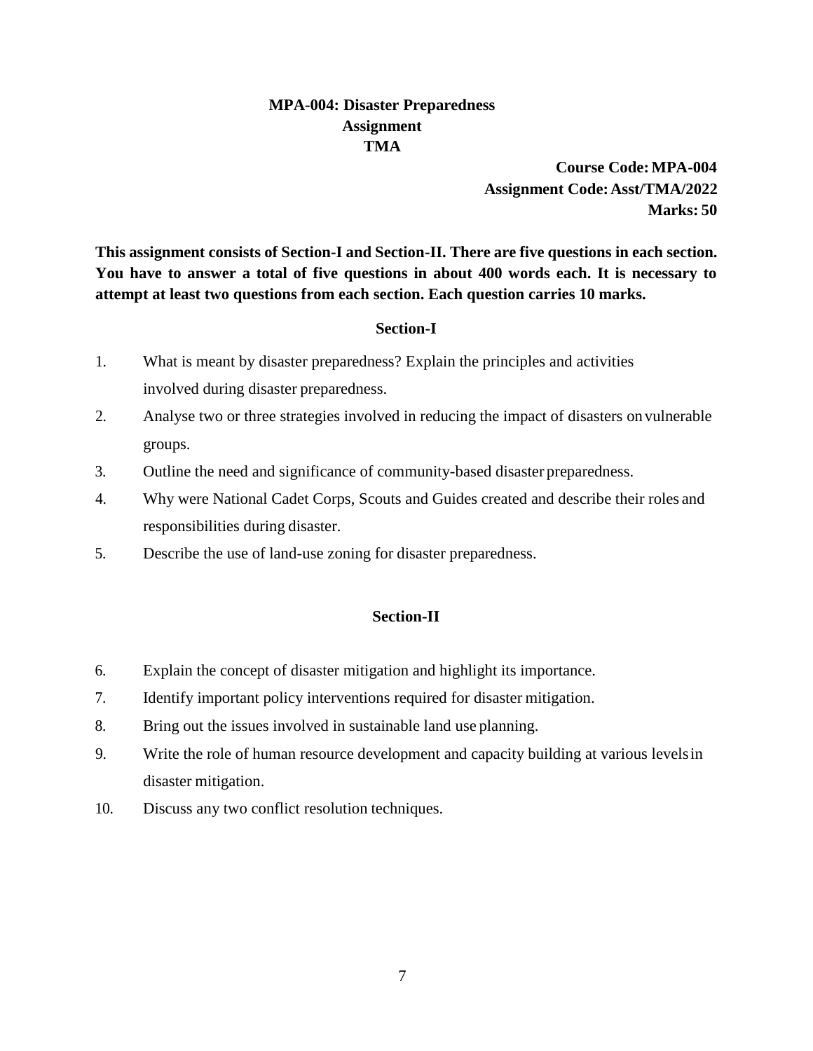# MPA-004: Disaster Preparedness
## Assignment
## TMA

**Course Code: MPA-004**
**Assignment Code: Asst/TMA/2022**
**Marks: 50**

**This assignment consists of Section-I and Section-II. There are five questions in each section. You have to answer a total of five questions in about 400 words each. It is necessary to attempt at least two questions from each section. Each question carries 10 marks.**

### Section-I

1. What is meant by disaster preparedness? Explain the principles and activities involved during disaster preparedness.
2. Analyse two or three strategies involved in reducing the impact of disasters on vulnerable groups.
3. Outline the need and significance of community-based disaster preparedness.
4. Why were National Cadet Corps, Scouts and Guides created and describe their roles and responsibilities during disaster.
5. Describe the use of land-use zoning for disaster preparedness.

### Section-II

6. Explain the concept of disaster mitigation and highlight its importance.
7. Identify important policy interventions required for disaster mitigation.
8. Bring out the issues involved in sustainable land use planning.
9. Write the role of human resource development and capacity building at various levels in disaster mitigation.
10. Discuss any two conflict resolution techniques.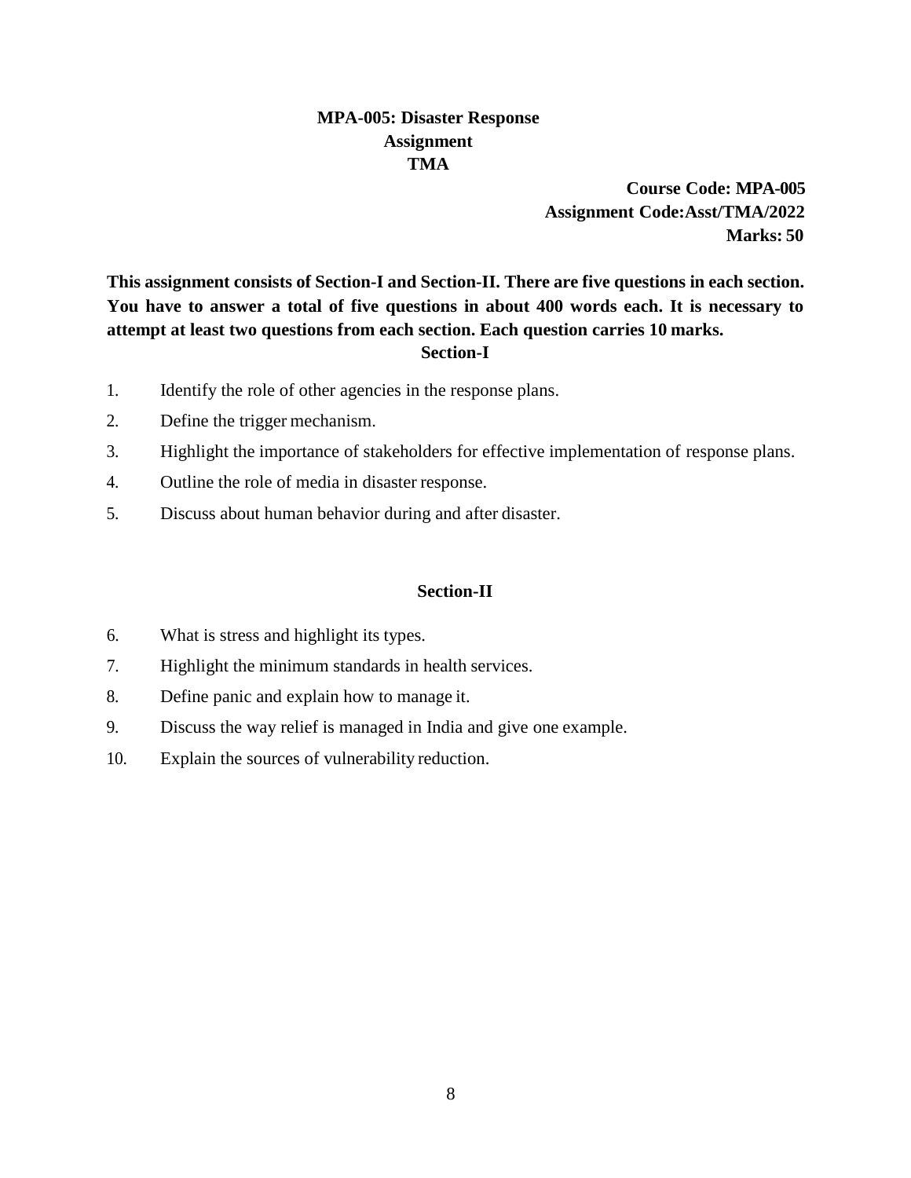# MPA-005: Disaster Response
## Assignment
## TMA

**Course Code: MPA-005**
**Assignment Code:Asst/TMA/2022**
**Marks: 50**

**This assignment consists of Section-I and Section-II. There are five questions in each section. You have to answer a total of five questions in about 400 words each. It is necessary to attempt at least two questions from each section. Each question carries 10 marks.**

### Section-I

1. Identify the role of other agencies in the response plans.
2. Define the trigger mechanism.
3. Highlight the importance of stakeholders for effective implementation of response plans.
4. Outline the role of media in disaster response.
5. Discuss about human behavior during and after disaster.

### Section-II

6. What is stress and highlight its types.
7. Highlight the minimum standards in health services.
8. Define panic and explain how to manage it.
9. Discuss the way relief is managed in India and give one example.
10. Explain the sources of vulnerability reduction.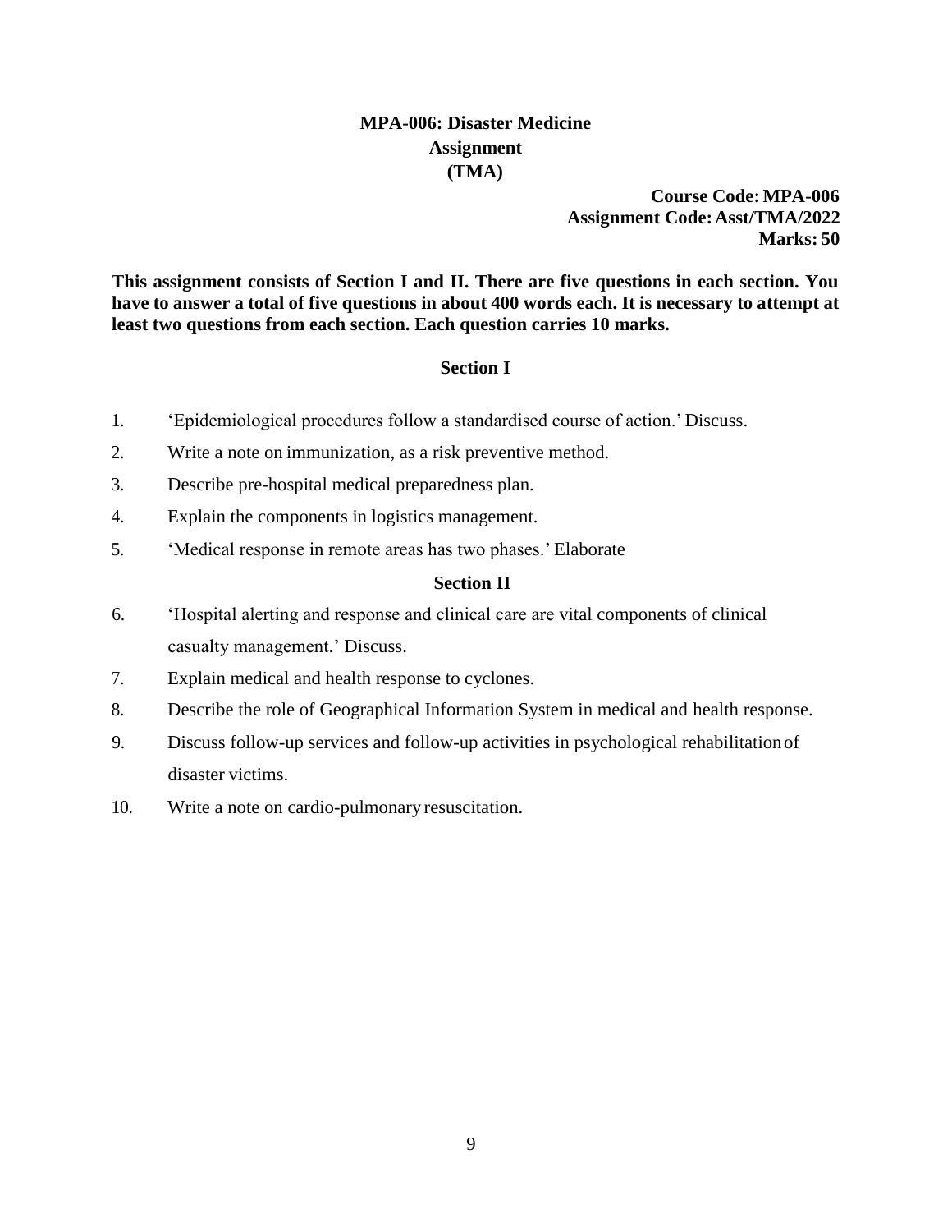# MPA-006: Disaster Medicine
## Assignment
## (TMA)

**Course Code: MPA-006**
**Assignment Code: Asst/TMA/2022**
**Marks: 50**

**This assignment consists of Section I and II. There are five questions in each section. You have to answer a total of five questions in about 400 words each. It is necessary to attempt at least two questions from each section. Each question carries 10 marks.**

### Section I

1. 'Epidemiological procedures follow a standardised course of action.' Discuss.
2. Write a note on immunization, as a risk preventive method.
3. Describe pre-hospital medical preparedness plan.
4. Explain the components in logistics management.
5. 'Medical response in remote areas has two phases.' Elaborate

### Section II

6. 'Hospital alerting and response and clinical care are vital components of clinical casualty management.' Discuss.
7. Explain medical and health response to cyclones.
8. Describe the role of Geographical Information System in medical and health response.
9. Discuss follow-up services and follow-up activities in psychological rehabilitation of disaster victims.
10. Write a note on cardio-pulmonary resuscitation.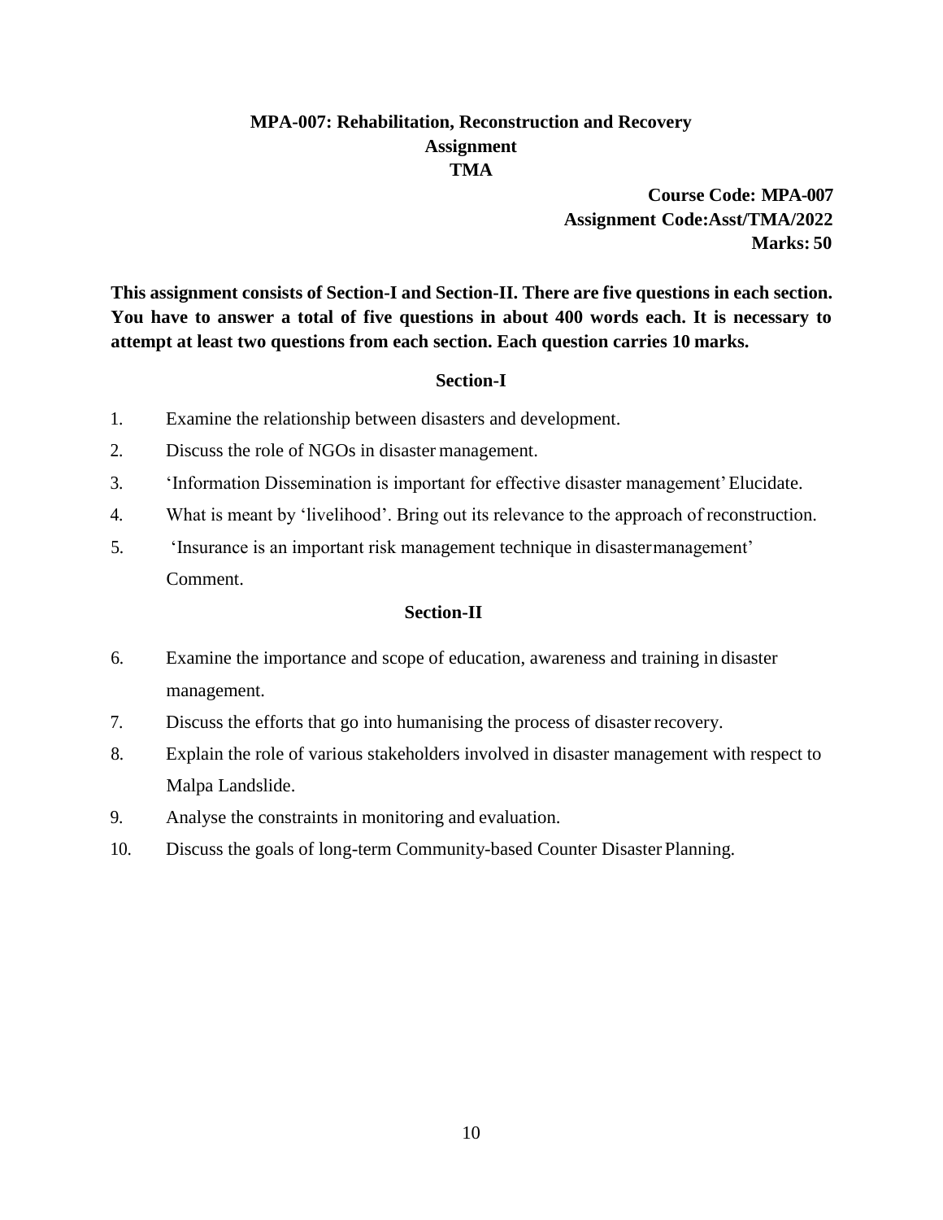# MPA-007: Rehabilitation, Reconstruction and Recovery
## Assignment
## TMA

**Course Code: MPA-007**
**Assignment Code:Asst/TMA/2022**
**Marks: 50**

**This assignment consists of Section-I and Section-II. There are five questions in each section. You have to answer a total of five questions in about 400 words each. It is necessary to attempt at least two questions from each section. Each question carries 10 marks.**

### Section-I

1. Examine the relationship between disasters and development.
2. Discuss the role of NGOs in disaster management.
3. 'Information Dissemination is important for effective disaster management' Elucidate.
4. What is meant by 'livelihood'. Bring out its relevance to the approach of reconstruction.
5. 'Insurance is an important risk management technique in disaster management' Comment.

### Section-II

6. Examine the importance and scope of education, awareness and training in disaster management.
7. Discuss the efforts that go into humanising the process of disaster recovery.
8. Explain the role of various stakeholders involved in disaster management with respect to Malpa Landslide.
9. Analyse the constraints in monitoring and evaluation.
10. Discuss the goals of long-term Community-based Counter Disaster Planning.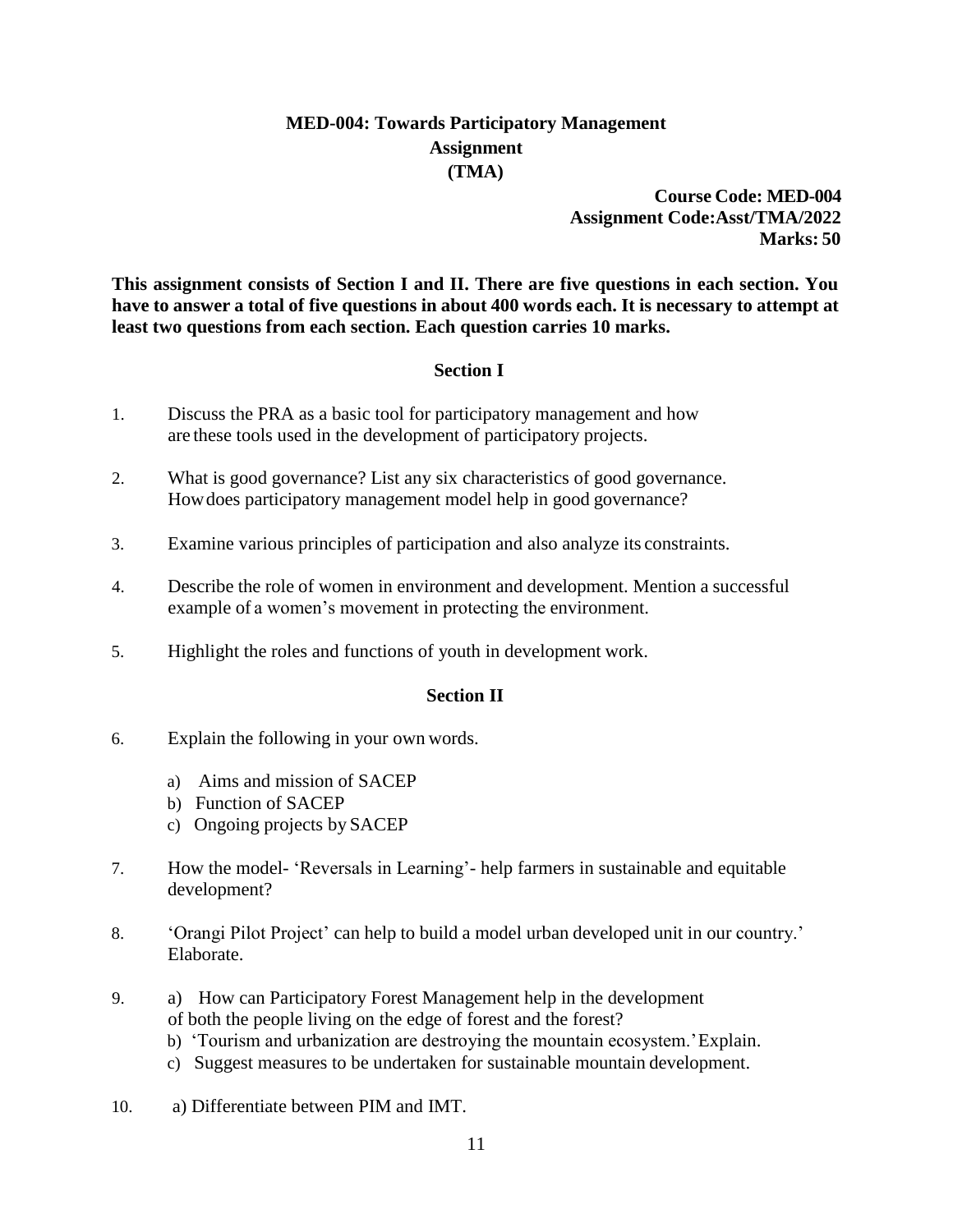# MED-004: Towards Participatory Management
## Assignment
## (TMA)

**Course Code: MED-004**
**Assignment Code:Asst/TMA/2022**
**Marks: 50**

**This assignment consists of Section I and II. There are five questions in each section. You have to answer a total of five questions in about 400 words each. It is necessary to attempt at least two questions from each section. Each question carries 10 marks.**

### Section I

1. Discuss the PRA as a basic tool for participatory management and how are these tools used in the development of participatory projects.

2. What is good governance? List any six characteristics of good governance. How does participatory management model help in good governance?

3. Examine various principles of participation and also analyze its constraints.

4. Describe the role of women in environment and development. Mention a successful example of a women's movement in protecting the environment.

5. Highlight the roles and functions of youth in development work.

### Section II

6. Explain the following in your own words.
   a) Aims and mission of SACEP
   b) Function of SACEP
   c) Ongoing projects by SACEP

7. How the model- 'Reversals in Learning'- help farmers in sustainable and equitable development?

8. 'Orangi Pilot Project' can help to build a model urban developed unit in our country.' Elaborate.

9. a) How can Participatory Forest Management help in the development of both the people living on the edge of forest and the forest?
   b) 'Tourism and urbanization are destroying the mountain ecosystem.' Explain.
   c) Suggest measures to be undertaken for sustainable mountain development.

10. a) Differentiate between PIM and IMT.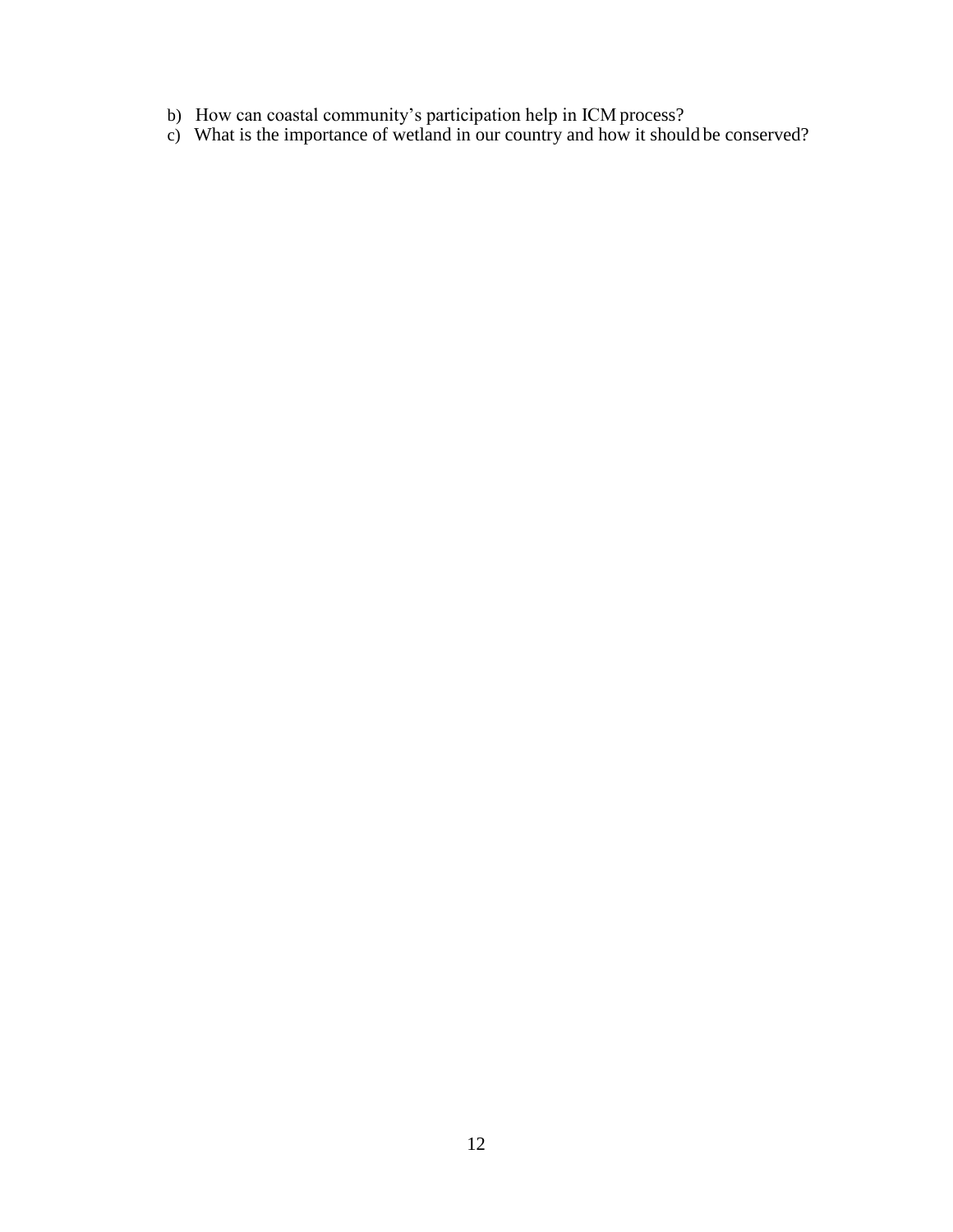b) How can coastal community's participation help in ICM process?
c) What is the importance of wetland in our country and how it should be conserved?